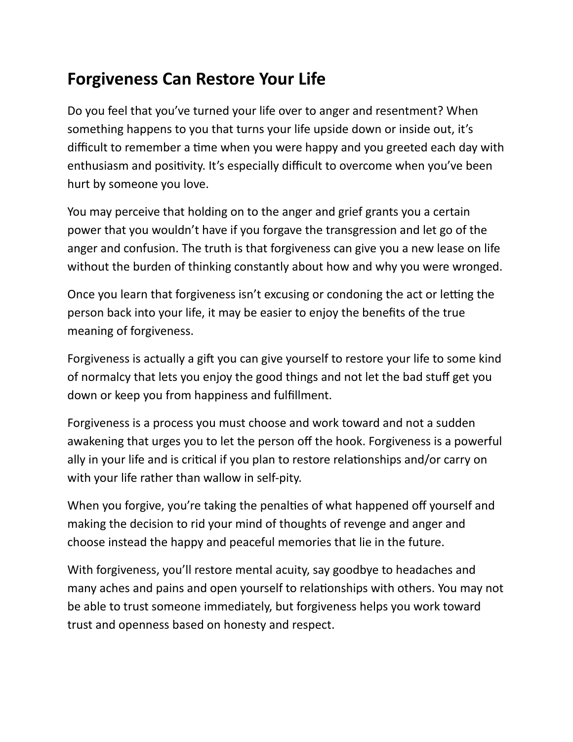# Forgiveness Can Restore Your Life

Do you feel that you've turned your life over to anger and resentment? When something happens to you that turns your life upside down or inside out, it's difficult to remember a time when you were happy and you greeted each day with enthusiasm and positivity. It's especially difficult to overcome when you've been hurt by someone you love.

You may perceive that holding on to the anger and grief grants you a certain power that you wouldn't have if you forgave the transgression and let go of the anger and confusion. The truth is that forgiveness can give you a new lease on life without the burden of thinking constantly about how and why you were wronged.

Once you learn that forgiveness isn't excusing or condoning the act or letting the person back into your life, it may be easier to enjoy the benefits of the true meaning of forgiveness.

Forgiveness is actually a gift you can give yourself to restore your life to some kind of normalcy that lets you enjoy the good things and not let the bad stuff get you down or keep you from happiness and fulfillment.

Forgiveness is a process you must choose and work toward and not a sudden awakening that urges you to let the person off the hook. Forgiveness is a powerful ally in your life and is critical if you plan to restore relationships and/or carry on with your life rather than wallow in self-pity.

When you forgive, you're taking the penalties of what happened off yourself and making the decision to rid your mind of thoughts of revenge and anger and choose instead the happy and peaceful memories that lie in the future.

With forgiveness, you'll restore mental acuity, say goodbye to headaches and many aches and pains and open yourself to relationships with others. You may not be able to trust someone immediately, but forgiveness helps you work toward trust and openness based on honesty and respect.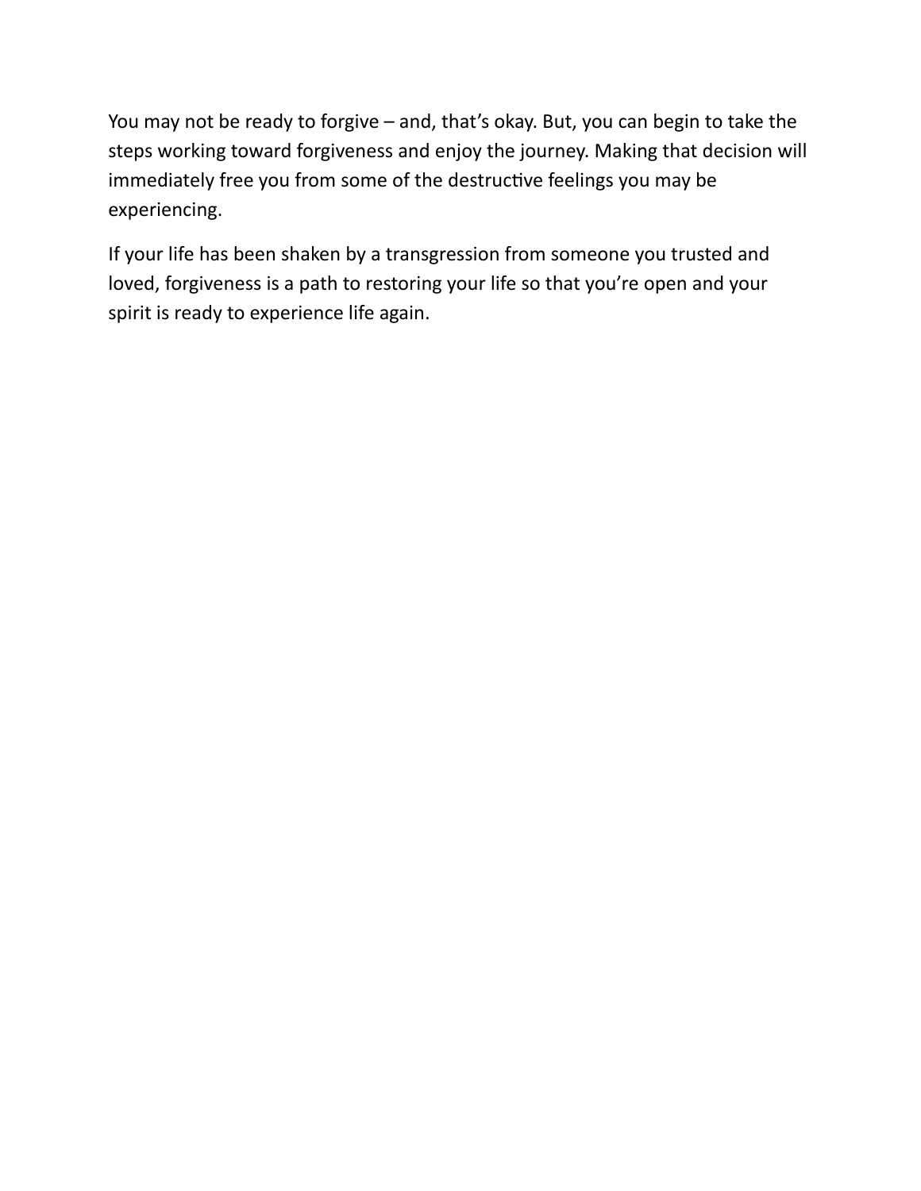You may not be ready to forgive – and, that's okay. But, you can begin to take the steps working toward forgiveness and enjoy the journey. Making that decision will immediately free you from some of the destructive feelings you may be experiencing.

If your life has been shaken by a transgression from someone you trusted and loved, forgiveness is a path to restoring your life so that you're open and your spirit is ready to experience life again.